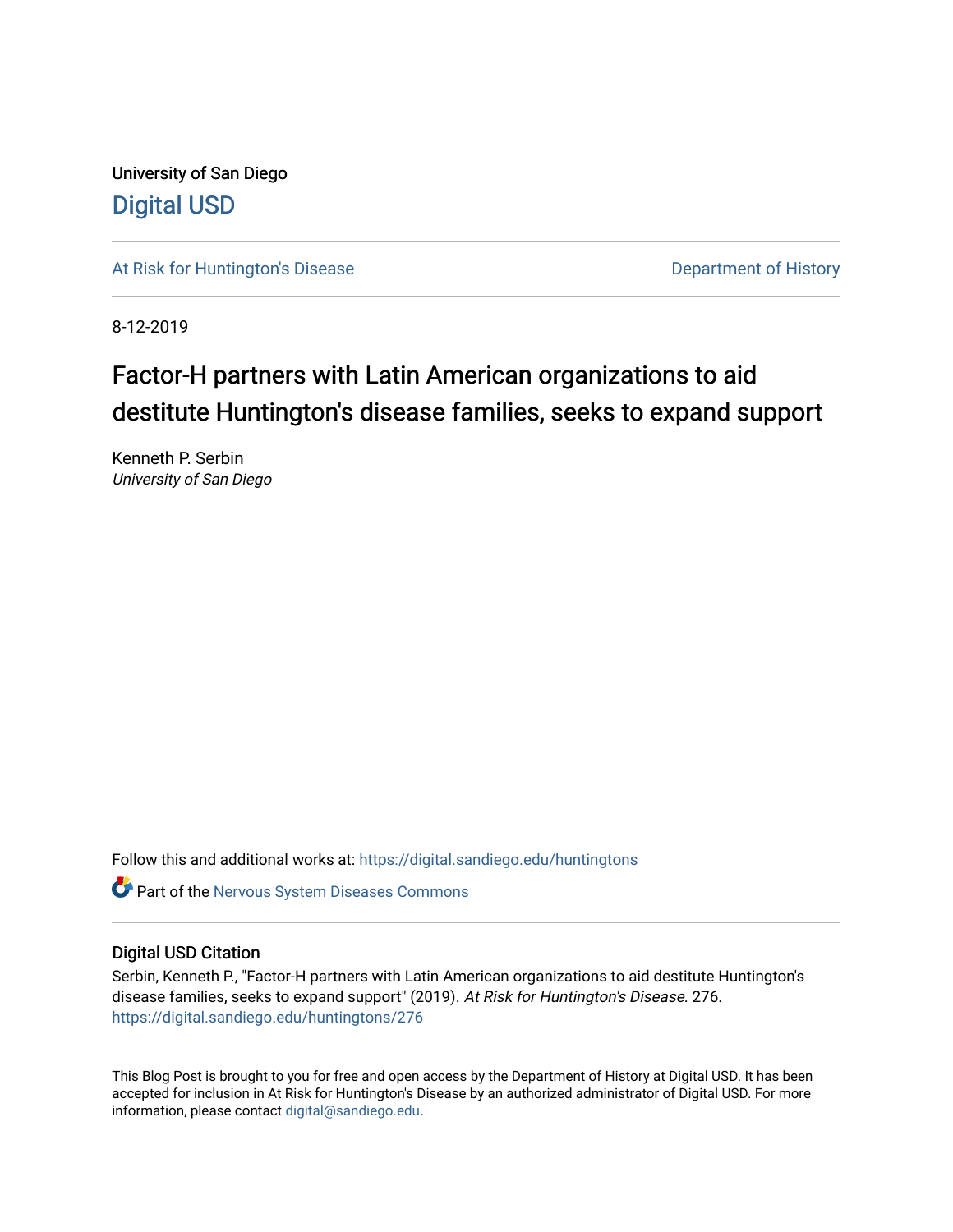University of San Diego

Digital USD

At Risk for Huntington's Disease

Department of History

8-12-2019

# Factor-H partners with Latin American organizations to aid destitute Huntington's disease families, seeks to expand support

Kenneth P. Serbin
*University of San Diego*

Follow this and additional works at: https://digital.sandiego.edu/huntingtons

Part of the Nervous System Diseases Commons

## Digital USD Citation

Serbin, Kenneth P., "Factor-H partners with Latin American organizations to aid destitute Huntington's disease families, seeks to expand support" (2019). *At Risk for Huntington's Disease*. 276.
https://digital.sandiego.edu/huntingtons/276

This Blog Post is brought to you for free and open access by the Department of History at Digital USD. It has been accepted for inclusion in At Risk for Huntington's Disease by an authorized administrator of Digital USD. For more information, please contact digital@sandiego.edu.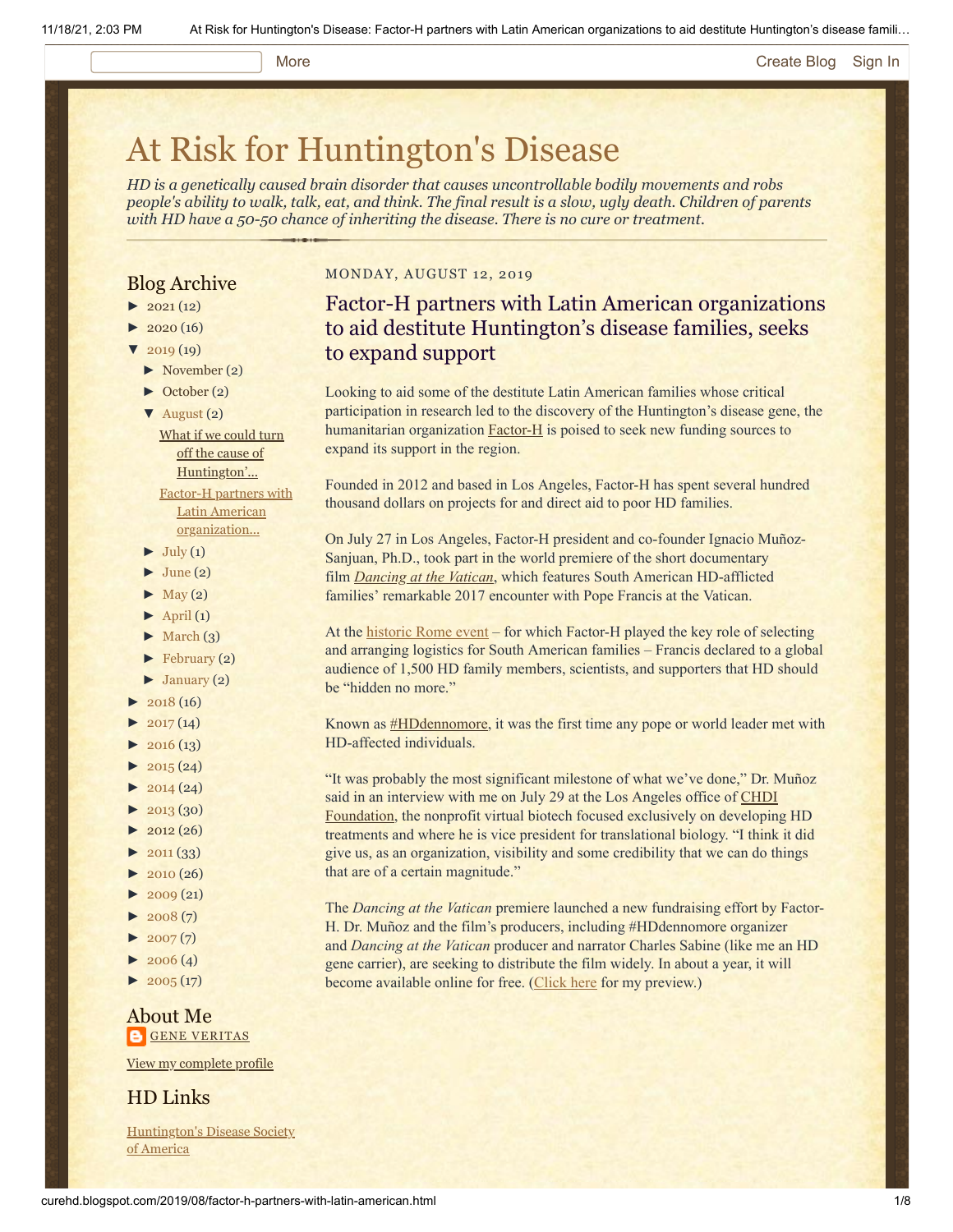# At Risk for Huntington's Disease

*HD is a genetically caused brain disorder that causes uncontrollable bodily movements and robs people's ability to walk, talk, eat, and think. The final result is a slow, ugly death. Children of parents with HD have a 50-50 chance of inheriting the disease. There is no cure or treatment.*

## Blog Archive

- ► 2021 (12)
- ► 2020 (16)
- ▼ 2019 (19)
  - ► November (2)
  - ► October (2)
  - ▼ August (2)
    - What if we could turn off the cause of Huntington'...
    - Factor-H partners with Latin American organization...
  - ► July (1)
  - ► June (2)
  - ► May (2)
  - ► April (1)
  - ► March (3)
  - ► February (2)
  - ► January (2)
- ► 2018 (16)
- ► 2017 (14)
- ► 2016 (13)
- ► 2015 (24)
- ► 2014 (24)
- ► 2013 (30)
- ► 2012 (26)
- ► 2011 (33)
- ► 2010 (26)
- ► 2009 (21)
- ► 2008 (7)
- ► 2007 (7)
- ► 2006 (4)
- ► 2005 (17)

## About Me

GENE VERITAS

View my complete profile

## HD Links

Huntington's Disease Society of America

MONDAY, AUGUST 12, 2019

## Factor-H partners with Latin American organizations to aid destitute Huntington's disease families, seeks to expand support

Looking to aid some of the destitute Latin American families whose critical participation in research led to the discovery of the Huntington's disease gene, the humanitarian organization Factor-H is poised to seek new funding sources to expand its support in the region.

Founded in 2012 and based in Los Angeles, Factor-H has spent several hundred thousand dollars on projects for and direct aid to poor HD families.

On July 27 in Los Angeles, Factor-H president and co-founder Ignacio Muñoz-Sanjuan, Ph.D., took part in the world premiere of the short documentary film *Dancing at the Vatican*, which features South American HD-afflicted families' remarkable 2017 encounter with Pope Francis at the Vatican.

At the historic Rome event – for which Factor-H played the key role of selecting and arranging logistics for South American families – Francis declared to a global audience of 1,500 HD family members, scientists, and supporters that HD should be "hidden no more."

Known as #HDdennomore, it was the first time any pope or world leader met with HD-affected individuals.

"It was probably the most significant milestone of what we've done," Dr. Muñoz said in an interview with me on July 29 at the Los Angeles office of CHDI Foundation, the nonprofit virtual biotech focused exclusively on developing HD treatments and where he is vice president for translational biology. "I think it did give us, as an organization, visibility and some credibility that we can do things that are of a certain magnitude."

The *Dancing at the Vatican* premiere launched a new fundraising effort by Factor-H. Dr. Muñoz and the film's producers, including #HDdennomore organizer and *Dancing at the Vatican* producer and narrator Charles Sabine (like me an HD gene carrier), are seeking to distribute the film widely. In about a year, it will become available online for free. (Click here for my preview.)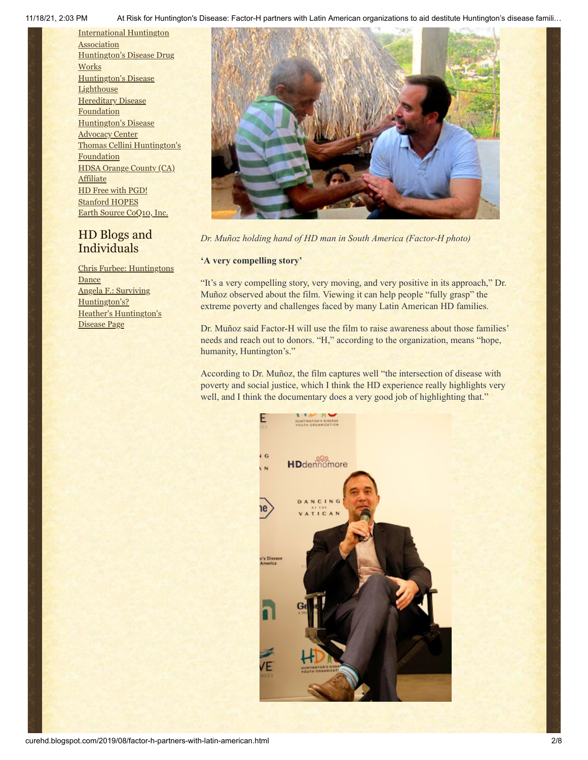International Huntington Association
Huntington's Disease Drug Works
Huntington's Disease Lighthouse
Hereditary Disease Foundation
Huntington's Disease Advocacy Center
Thomas Cellini Huntington's Foundation
HDSA Orange County (CA) Affiliate
HD Free with PGD!
Stanford HOPES
Earth Source CoQ10, Inc.

## HD Blogs and Individuals

Chris Furbee: Huntingtons Dance
Angela F.: Surviving Huntington's?
Heather's Huntington's Disease Page

*Dr. Muñoz holding hand of HD man in South America (Factor-H photo)*

**'A very compelling story'**

"It's a very compelling story, very moving, and very positive in its approach," Dr. Muñoz observed about the film. Viewing it can help people "fully grasp" the extreme poverty and challenges faced by many Latin American HD families.

Dr. Muñoz said Factor-H will use the film to raise awareness about those families' needs and reach out to donors. "H," according to the organization, means "hope, humanity, Huntington's."

According to Dr. Muñoz, the film captures well "the intersection of disease with poverty and social justice, which I think the HD experience really highlights very well, and I think the documentary does a very good job of highlighting that."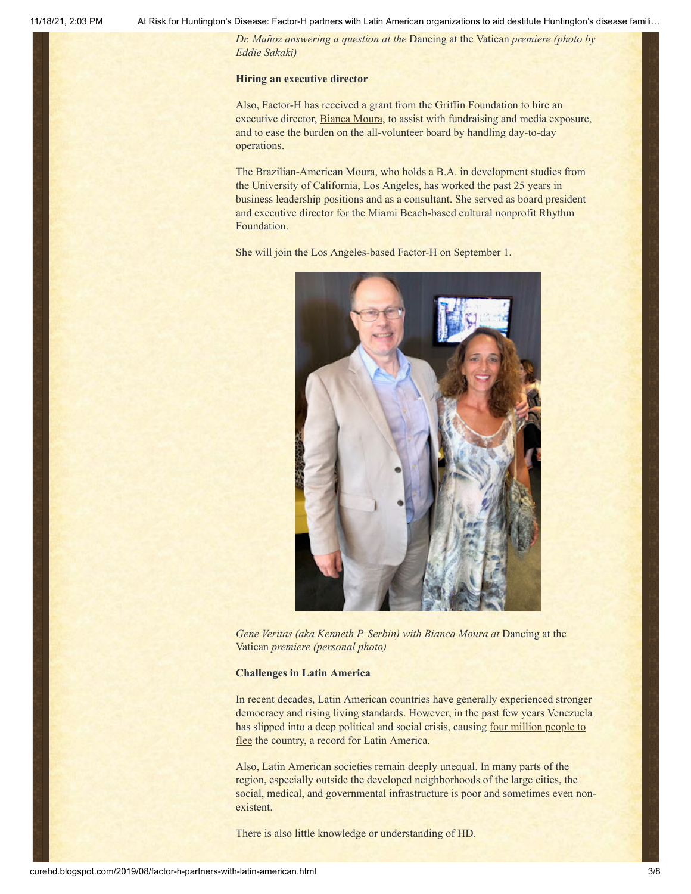*Dr. Muñoz answering a question at the* Dancing at the Vatican *premiere (photo by Eddie Sakaki)*

**Hiring an executive director**

Also, Factor-H has received a grant from the Griffin Foundation to hire an executive director, Bianca Moura, to assist with fundraising and media exposure, and to ease the burden on the all-volunteer board by handling day-to-day operations.

The Brazilian-American Moura, who holds a B.A. in development studies from the University of California, Los Angeles, has worked the past 25 years in business leadership positions and as a consultant. She served as board president and executive director for the Miami Beach-based cultural nonprofit Rhythm Foundation.

She will join the Los Angeles-based Factor-H on September 1.

*Gene Veritas (aka Kenneth P. Serbin) with Bianca Moura at* Dancing at the Vatican *premiere (personal photo)*

**Challenges in Latin America**

In recent decades, Latin American countries have generally experienced stronger democracy and rising living standards. However, in the past few years Venezuela has slipped into a deep political and social crisis, causing four million people to flee the country, a record for Latin America.

Also, Latin American societies remain deeply unequal. In many parts of the region, especially outside the developed neighborhoods of the large cities, the social, medical, and governmental infrastructure is poor and sometimes even non-existent.

There is also little knowledge or understanding of HD.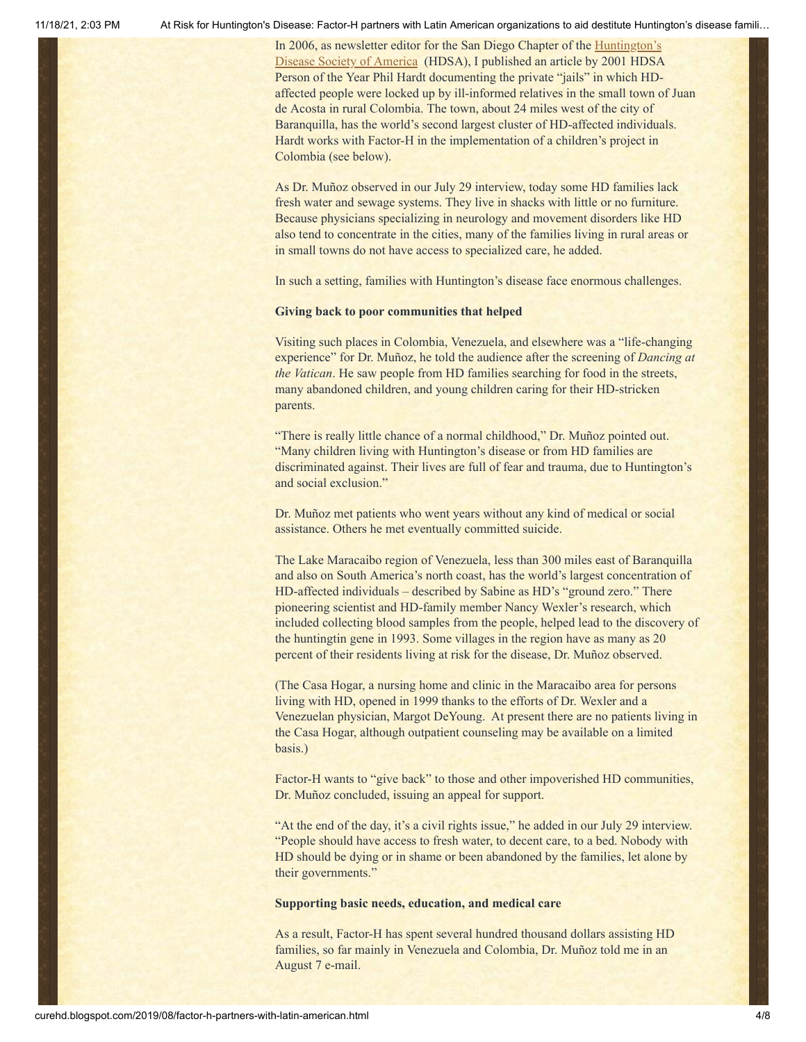In 2006, as newsletter editor for the San Diego Chapter of the Huntington's Disease Society of America (HDSA), I published an article by 2001 HDSA Person of the Year Phil Hardt documenting the private "jails" in which HD-affected people were locked up by ill-informed relatives in the small town of Juan de Acosta in rural Colombia. The town, about 24 miles west of the city of Baranquilla, has the world's second largest cluster of HD-affected individuals. Hardt works with Factor-H in the implementation of a children's project in Colombia (see below).

As Dr. Muñoz observed in our July 29 interview, today some HD families lack fresh water and sewage systems. They live in shacks with little or no furniture. Because physicians specializing in neurology and movement disorders like HD also tend to concentrate in the cities, many of the families living in rural areas or in small towns do not have access to specialized care, he added.

In such a setting, families with Huntington's disease face enormous challenges.

**Giving back to poor communities that helped**

Visiting such places in Colombia, Venezuela, and elsewhere was a "life-changing experience" for Dr. Muñoz, he told the audience after the screening of *Dancing at the Vatican*. He saw people from HD families searching for food in the streets, many abandoned children, and young children caring for their HD-stricken parents.

"There is really little chance of a normal childhood," Dr. Muñoz pointed out. "Many children living with Huntington's disease or from HD families are discriminated against. Their lives are full of fear and trauma, due to Huntington's and social exclusion."

Dr. Muñoz met patients who went years without any kind of medical or social assistance. Others he met eventually committed suicide.

The Lake Maracaibo region of Venezuela, less than 300 miles east of Baranquilla and also on South America's north coast, has the world's largest concentration of HD-affected individuals – described by Sabine as HD's "ground zero." There pioneering scientist and HD-family member Nancy Wexler's research, which included collecting blood samples from the people, helped lead to the discovery of the huntingtin gene in 1993. Some villages in the region have as many as 20 percent of their residents living at risk for the disease, Dr. Muñoz observed.

(The Casa Hogar, a nursing home and clinic in the Maracaibo area for persons living with HD, opened in 1999 thanks to the efforts of Dr. Wexler and a Venezuelan physician, Margot DeYoung. At present there are no patients living in the Casa Hogar, although outpatient counseling may be available on a limited basis.)

Factor-H wants to "give back" to those and other impoverished HD communities, Dr. Muñoz concluded, issuing an appeal for support.

"At the end of the day, it's a civil rights issue," he added in our July 29 interview. "People should have access to fresh water, to decent care, to a bed. Nobody with HD should be dying or in shame or been abandoned by the families, let alone by their governments."

**Supporting basic needs, education, and medical care**

As a result, Factor-H has spent several hundred thousand dollars assisting HD families, so far mainly in Venezuela and Colombia, Dr. Muñoz told me in an August 7 e-mail.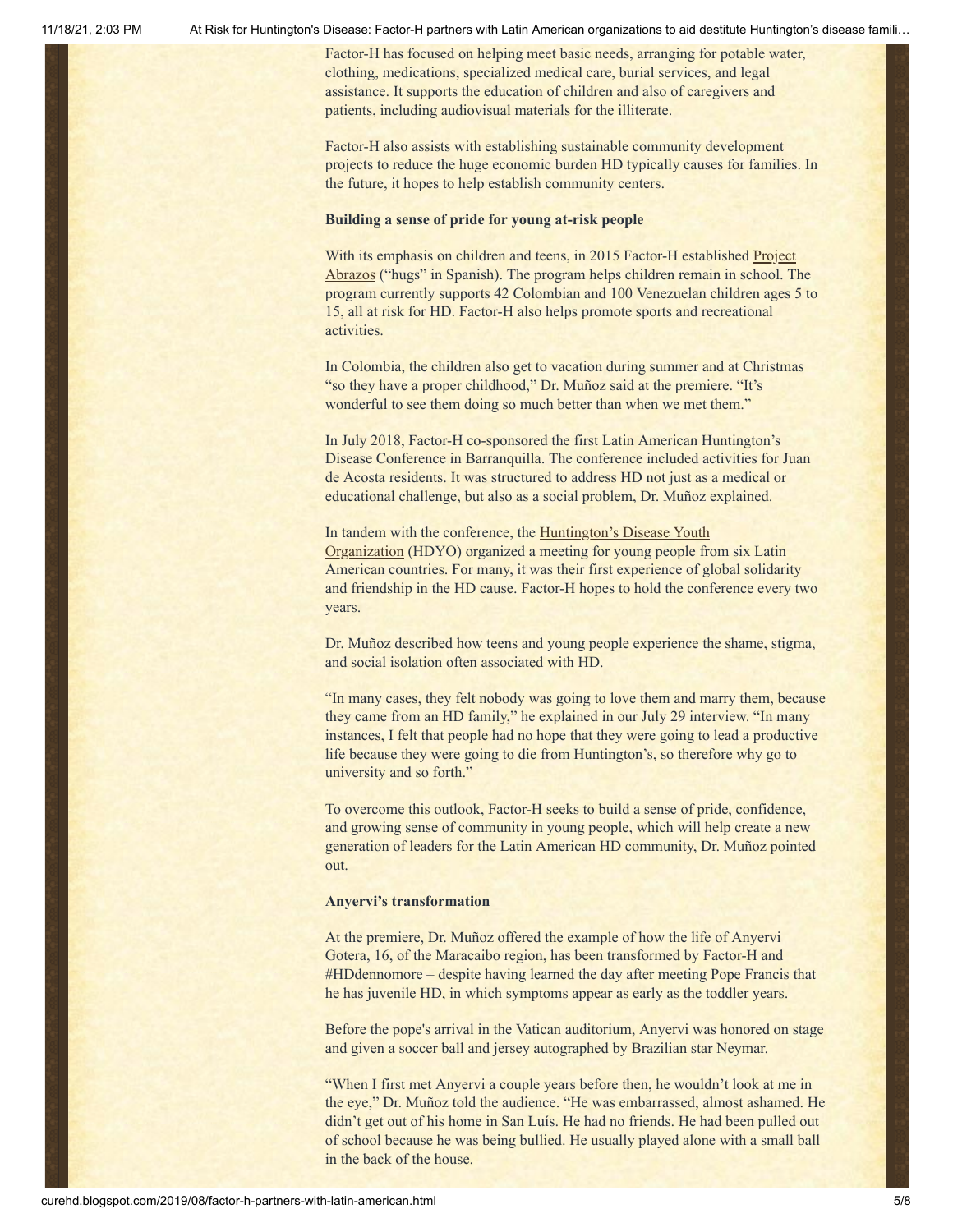Factor-H has focused on helping meet basic needs, arranging for potable water, clothing, medications, specialized medical care, burial services, and legal assistance. It supports the education of children and also of caregivers and patients, including audiovisual materials for the illiterate.

Factor-H also assists with establishing sustainable community development projects to reduce the huge economic burden HD typically causes for families. In the future, it hopes to help establish community centers.

**Building a sense of pride for young at-risk people**

With its emphasis on children and teens, in 2015 Factor-H established Project Abrazos ("hugs" in Spanish). The program helps children remain in school. The program currently supports 42 Colombian and 100 Venezuelan children ages 5 to 15, all at risk for HD. Factor-H also helps promote sports and recreational activities.

In Colombia, the children also get to vacation during summer and at Christmas "so they have a proper childhood," Dr. Muñoz said at the premiere. "It's wonderful to see them doing so much better than when we met them."

In July 2018, Factor-H co-sponsored the first Latin American Huntington's Disease Conference in Barranquilla. The conference included activities for Juan de Acosta residents. It was structured to address HD not just as a medical or educational challenge, but also as a social problem, Dr. Muñoz explained.

In tandem with the conference, the Huntington's Disease Youth Organization (HDYO) organized a meeting for young people from six Latin American countries. For many, it was their first experience of global solidarity and friendship in the HD cause. Factor-H hopes to hold the conference every two years.

Dr. Muñoz described how teens and young people experience the shame, stigma, and social isolation often associated with HD.

"In many cases, they felt nobody was going to love them and marry them, because they came from an HD family," he explained in our July 29 interview. "In many instances, I felt that people had no hope that they were going to lead a productive life because they were going to die from Huntington's, so therefore why go to university and so forth."

To overcome this outlook, Factor-H seeks to build a sense of pride, confidence, and growing sense of community in young people, which will help create a new generation of leaders for the Latin American HD community, Dr. Muñoz pointed out.

**Anyervi's transformation**

At the premiere, Dr. Muñoz offered the example of how the life of Anyervi Gotera, 16, of the Maracaibo region, has been transformed by Factor-H and #HDdennomore – despite having learned the day after meeting Pope Francis that he has juvenile HD, in which symptoms appear as early as the toddler years.

Before the pope's arrival in the Vatican auditorium, Anyervi was honored on stage and given a soccer ball and jersey autographed by Brazilian star Neymar.

"When I first met Anyervi a couple years before then, he wouldn't look at me in the eye," Dr. Muñoz told the audience. "He was embarrassed, almost ashamed. He didn't get out of his home in San Luís. He had no friends. He had been pulled out of school because he was being bullied. He usually played alone with a small ball in the back of the house.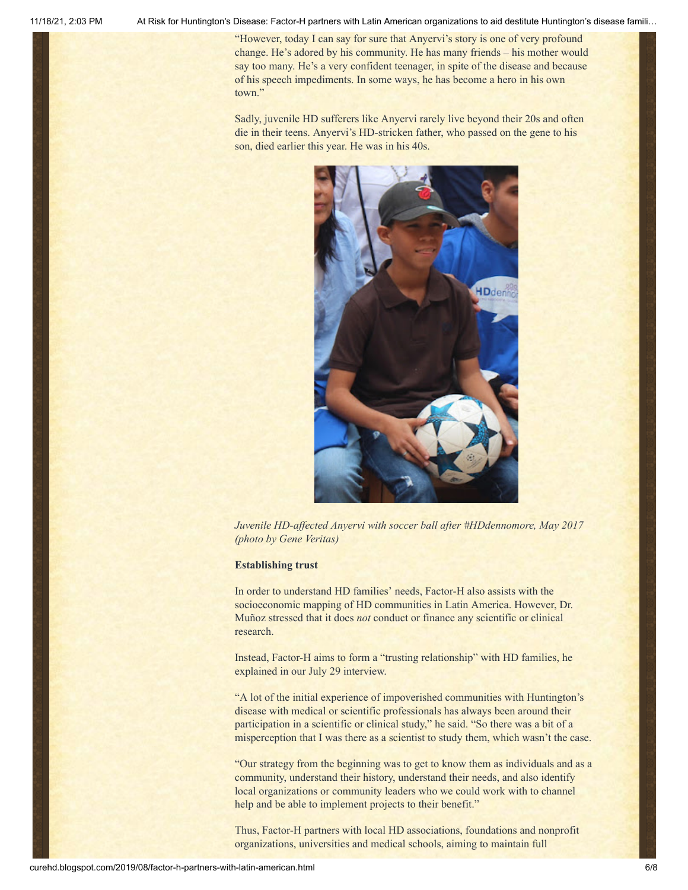"However, today I can say for sure that Anyervi's story is one of very profound change. He's adored by his community. He has many friends – his mother would say too many. He's a very confident teenager, in spite of the disease and because of his speech impediments. In some ways, he has become a hero in his own town."

Sadly, juvenile HD sufferers like Anyervi rarely live beyond their 20s and often die in their teens. Anyervi's HD-stricken father, who passed on the gene to his son, died earlier this year. He was in his 40s.

*Juvenile HD-affected Anyervi with soccer ball after #HDdennomore, May 2017 (photo by Gene Veritas)*

**Establishing trust**

In order to understand HD families' needs, Factor-H also assists with the socioeconomic mapping of HD communities in Latin America. However, Dr. Muñoz stressed that it does *not* conduct or finance any scientific or clinical research.

Instead, Factor-H aims to form a "trusting relationship" with HD families, he explained in our July 29 interview.

"A lot of the initial experience of impoverished communities with Huntington's disease with medical or scientific professionals has always been around their participation in a scientific or clinical study," he said. "So there was a bit of a misperception that I was there as a scientist to study them, which wasn't the case.

"Our strategy from the beginning was to get to know them as individuals and as a community, understand their history, understand their needs, and also identify local organizations or community leaders who we could work with to channel help and be able to implement projects to their benefit."

Thus, Factor-H partners with local HD associations, foundations and nonprofit organizations, universities and medical schools, aiming to maintain full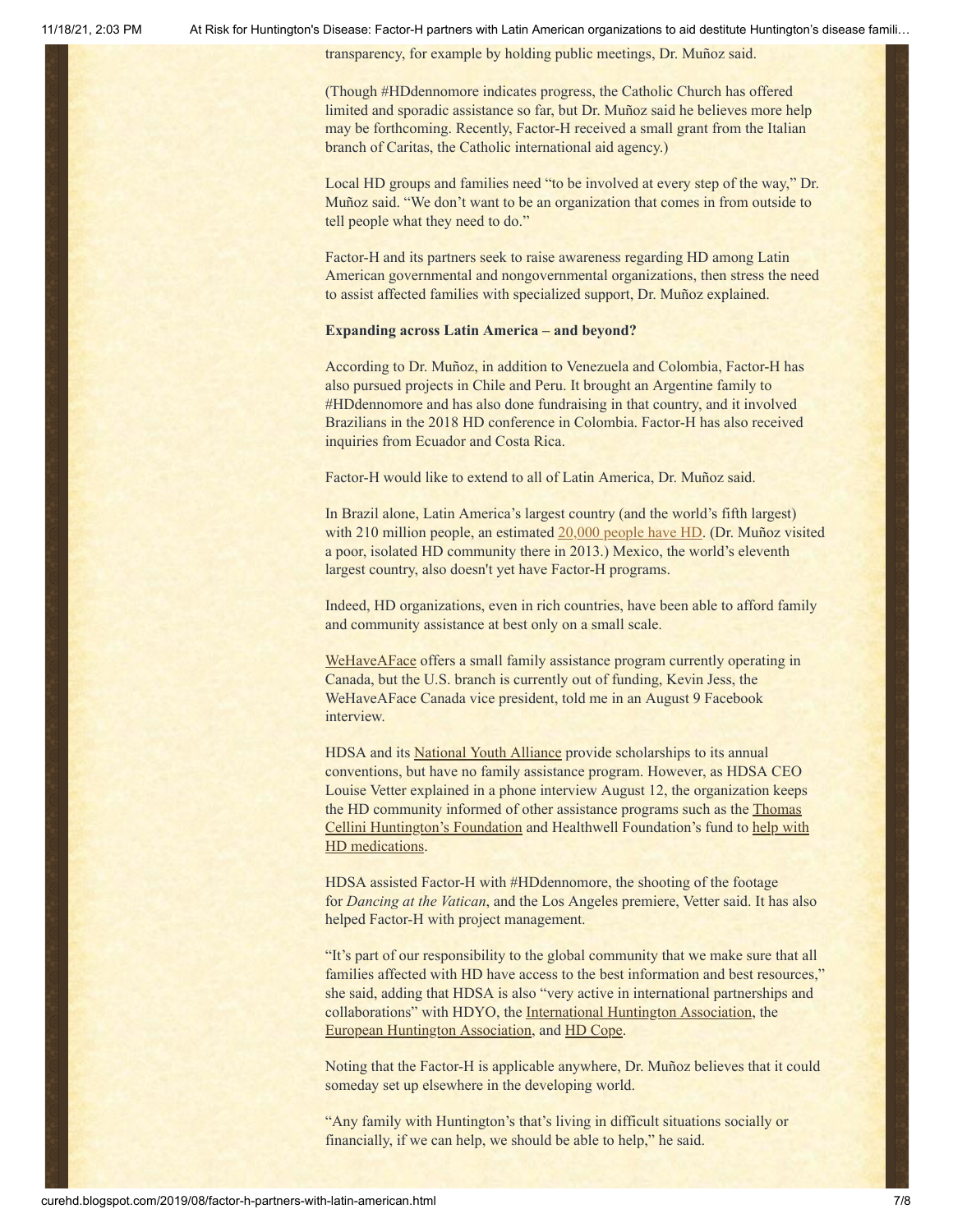transparency, for example by holding public meetings, Dr. Muñoz said.

(Though #HDdennomore indicates progress, the Catholic Church has offered limited and sporadic assistance so far, but Dr. Muñoz said he believes more help may be forthcoming. Recently, Factor-H received a small grant from the Italian branch of Caritas, the Catholic international aid agency.)

Local HD groups and families need "to be involved at every step of the way," Dr. Muñoz said. "We don't want to be an organization that comes in from outside to tell people what they need to do."

Factor-H and its partners seek to raise awareness regarding HD among Latin American governmental and nongovernmental organizations, then stress the need to assist affected families with specialized support, Dr. Muñoz explained.

**Expanding across Latin America – and beyond?**

According to Dr. Muñoz, in addition to Venezuela and Colombia, Factor-H has also pursued projects in Chile and Peru. It brought an Argentine family to #HDdennomore and has also done fundraising in that country, and it involved Brazilians in the 2018 HD conference in Colombia. Factor-H has also received inquiries from Ecuador and Costa Rica.

Factor-H would like to extend to all of Latin America, Dr. Muñoz said.

In Brazil alone, Latin America's largest country (and the world's fifth largest) with 210 million people, an estimated 20,000 people have HD. (Dr. Muñoz visited a poor, isolated HD community there in 2013.) Mexico, the world's eleventh largest country, also doesn't yet have Factor-H programs.

Indeed, HD organizations, even in rich countries, have been able to afford family and community assistance at best only on a small scale.

WeHaveAFace offers a small family assistance program currently operating in Canada, but the U.S. branch is currently out of funding, Kevin Jess, the WeHaveAFace Canada vice president, told me in an August 9 Facebook interview.

HDSA and its National Youth Alliance provide scholarships to its annual conventions, but have no family assistance program. However, as HDSA CEO Louise Vetter explained in a phone interview August 12, the organization keeps the HD community informed of other assistance programs such as the Thomas Cellini Huntington's Foundation and Healthwell Foundation's fund to help with HD medications.

HDSA assisted Factor-H with #HDdennomore, the shooting of the footage for *Dancing at the Vatican*, and the Los Angeles premiere, Vetter said. It has also helped Factor-H with project management.

"It's part of our responsibility to the global community that we make sure that all families affected with HD have access to the best information and best resources," she said, adding that HDSA is also "very active in international partnerships and collaborations" with HDYO, the International Huntington Association, the European Huntington Association, and HD Cope.

Noting that the Factor-H is applicable anywhere, Dr. Muñoz believes that it could someday set up elsewhere in the developing world.

"Any family with Huntington's that's living in difficult situations socially or financially, if we can help, we should be able to help," he said.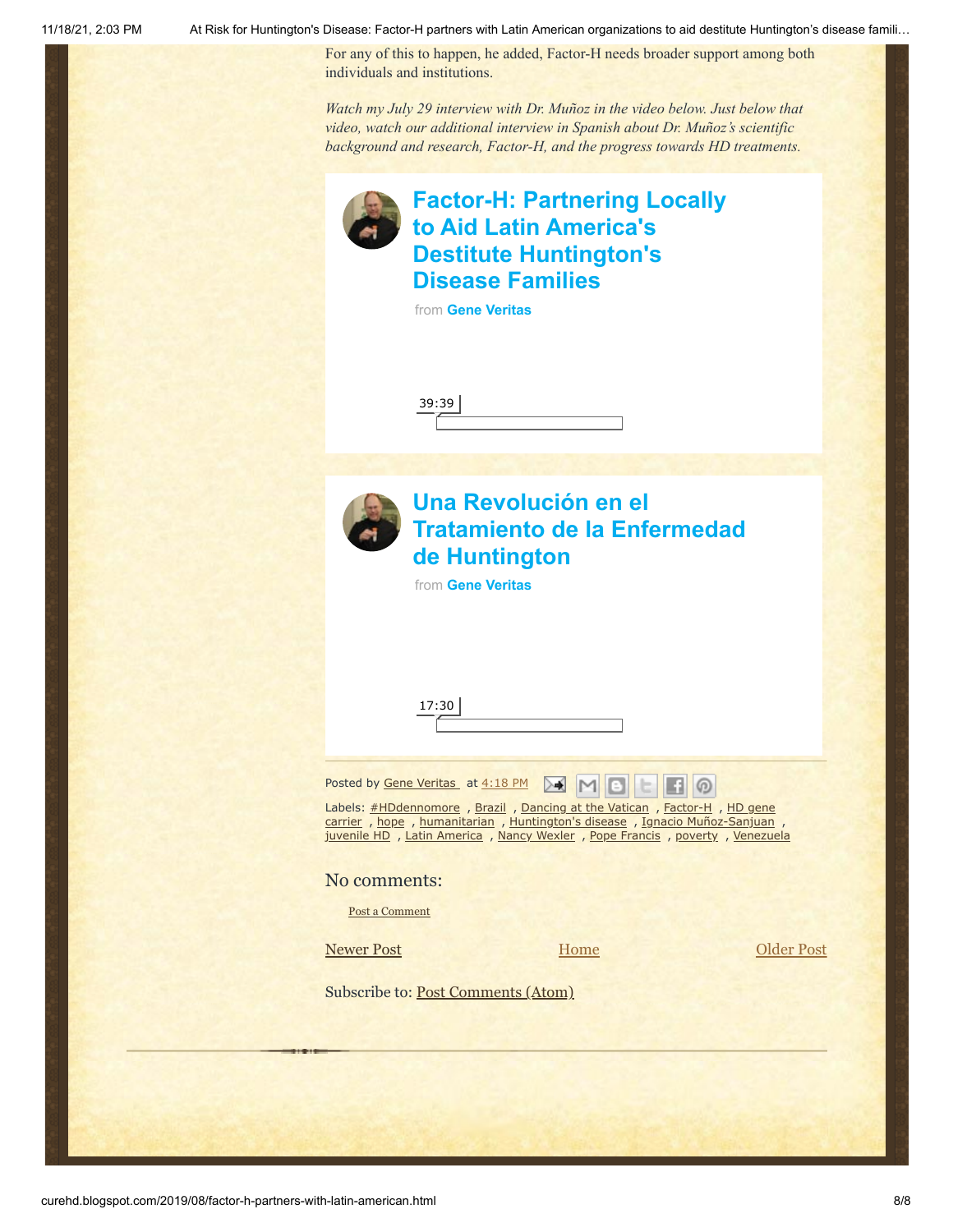For any of this to happen, he added, Factor-H needs broader support among both individuals and institutions.

*Watch my July 29 interview with Dr. Muñoz in the video below. Just below that video, watch our additional interview in Spanish about Dr. Muñoz's scientific background and research, Factor-H, and the progress towards HD treatments.*

**Factor-H: Partnering Locally to Aid Latin America's Destitute Huntington's Disease Families**

from **Gene Veritas**

39:39

**Una Revolución en el Tratamiento de la Enfermedad de Huntington**

from **Gene Veritas**

17:30

Posted by Gene Veritas at 4:18 PM

Labels: #HDdennomore , Brazil , Dancing at the Vatican , Factor-H , HD gene carrier , hope , humanitarian , Huntington's disease , Ignacio Muñoz-Sanjuan , juvenile HD , Latin America , Nancy Wexler , Pope Francis , poverty , Venezuela

No comments:

Post a Comment

Newer Post Home Older Post

Subscribe to: Post Comments (Atom)